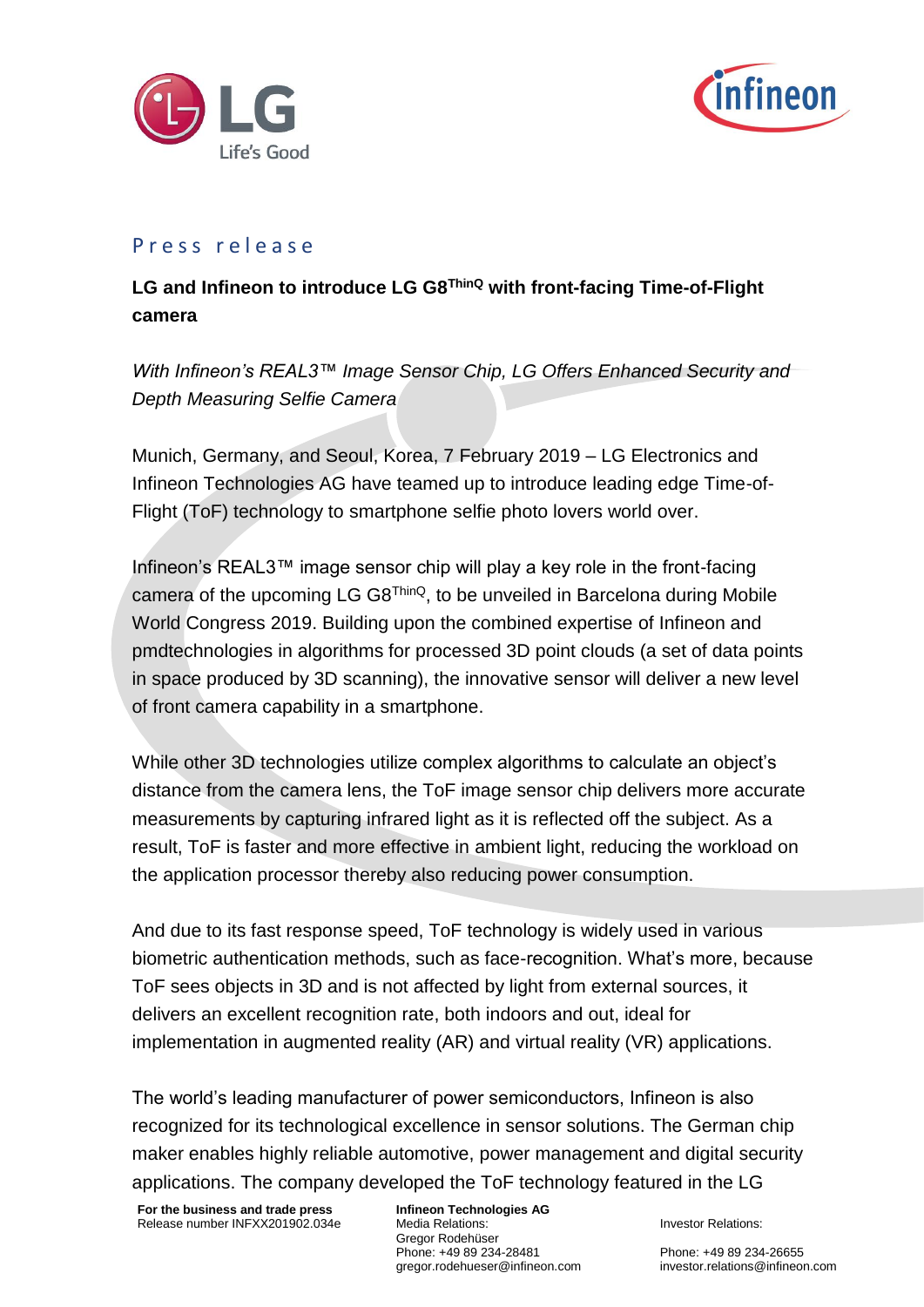Press release

# LG and Infineon to introduce LG G8ThinQ with front-facing Time-of-Flight camera

*With Infineon's REAL3™ Image Sensor Chip, LG Offers Enhanced Security and Depth Measuring Selfie Camera*

Munich, Germany, and Seoul, Korea, 7 February 2019 – LG Electronics and Infineon Technologies AG have teamed up to introduce leading edge Time-of-Flight (ToF) technology to smartphone selfie photo lovers world over.

Infineon's REAL3™ image sensor chip will play a key role in the front-facing camera of the upcoming LG G8ThinQ, to be unveiled in Barcelona during Mobile World Congress 2019. Building upon the combined expertise of Infineon and pmdtechnologies in algorithms for processed 3D point clouds (a set of data points in space produced by 3D scanning), the innovative sensor will deliver a new level of front camera capability in a smartphone.

While other 3D technologies utilize complex algorithms to calculate an object's distance from the camera lens, the ToF image sensor chip delivers more accurate measurements by capturing infrared light as it is reflected off the subject. As a result, ToF is faster and more effective in ambient light, reducing the workload on the application processor thereby also reducing power consumption.

And due to its fast response speed, ToF technology is widely used in various biometric authentication methods, such as face-recognition. What's more, because ToF sees objects in 3D and is not affected by light from external sources, it delivers an excellent recognition rate, both indoors and out, ideal for implementation in augmented reality (AR) and virtual reality (VR) applications.

The world's leading manufacturer of power semiconductors, Infineon is also recognized for its technological excellence in sensor solutions. The German chip maker enables highly reliable automotive, power management and digital security applications. The company developed the ToF technology featured in the LG

**For the business and trade press**
Release number INFXX201902.034e

**Infineon Technologies AG**
Media Relations:
Gregor Rodehüser
Phone: +49 89 234-28481
gregor.rodehueser@infineon.com

Investor Relations:

Phone: +49 89 234-26655
investor.relations@infineon.com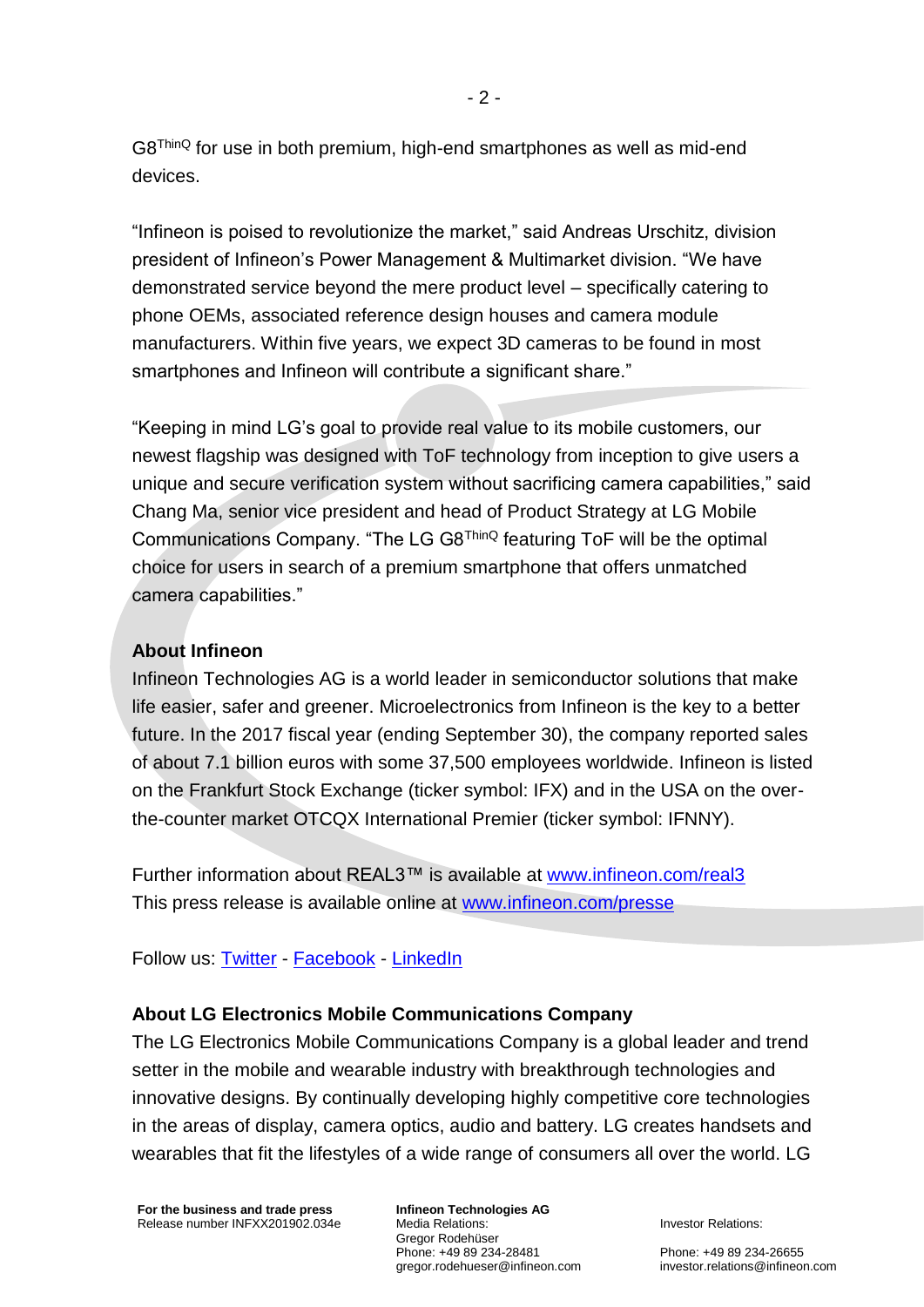G8[ThinQ] for use in both premium, high-end smartphones as well as mid-end devices.

"Infineon is poised to revolutionize the market," said Andreas Urschitz, division president of Infineon's Power Management & Multimarket division. "We have demonstrated service beyond the mere product level – specifically catering to phone OEMs, associated reference design houses and camera module manufacturers. Within five years, we expect 3D cameras to be found in most smartphones and Infineon will contribute a significant share."

"Keeping in mind LG's goal to provide real value to its mobile customers, our newest flagship was designed with ToF technology from inception to give users a unique and secure verification system without sacrificing camera capabilities," said Chang Ma, senior vice president and head of Product Strategy at LG Mobile Communications Company. "The LG G8[ThinQ] featuring ToF will be the optimal choice for users in search of a premium smartphone that offers unmatched camera capabilities."

**About Infineon**

Infineon Technologies AG is a world leader in semiconductor solutions that make life easier, safer and greener. Microelectronics from Infineon is the key to a better future. In the 2017 fiscal year (ending September 30), the company reported sales of about 7.1 billion euros with some 37,500 employees worldwide. Infineon is listed on the Frankfurt Stock Exchange (ticker symbol: IFX) and in the USA on the over-the-counter market OTCQX International Premier (ticker symbol: IFNNY).

Further information about REAL3™ is available at [www.infineon.com/real3](www.infineon.com/real3)
This press release is available online at [www.infineon.com/presse](www.infineon.com/presse)

Follow us: Twitter - Facebook - LinkedIn

**About LG Electronics Mobile Communications Company**

The LG Electronics Mobile Communications Company is a global leader and trend setter in the mobile and wearable industry with breakthrough technologies and innovative designs. By continually developing highly competitive core technologies in the areas of display, camera optics, audio and battery. LG creates handsets and wearables that fit the lifestyles of a wide range of consumers all over the world. LG

**For the business and trade press**
Release number INFXX201902.034e

**Infineon Technologies AG**
Media Relations:
Gregor Rodehüser
Phone: +49 89 234-28481
gregor.rodehueser@infineon.com

Investor Relations:

Phone: +49 89 234-26655
investor.relations@infineon.com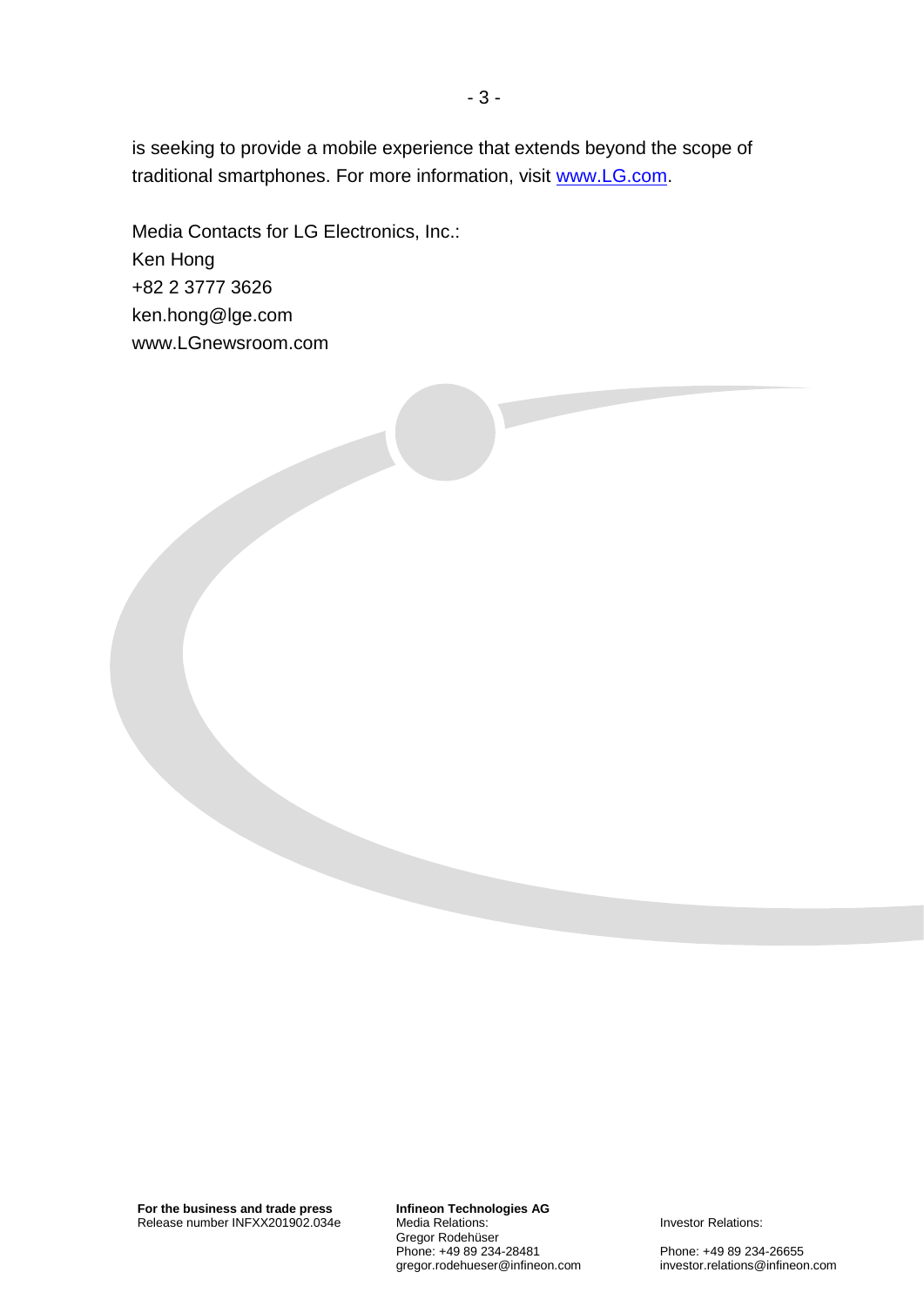is seeking to provide a mobile experience that extends beyond the scope of traditional smartphones. For more information, visit [www.LG.com](http://www.LG.com).

Media Contacts for LG Electronics, Inc.:
Ken Hong
+82 2 3777 3626
ken.hong@lge.com
www.LGnewsroom.com

**For the business and trade press**
Release number INFXX201902.034e

**Infineon Technologies AG**
Media Relations:
Gregor Rodehüser
Phone: +49 89 234-28481
gregor.rodehueser@infineon.com

Investor Relations:

Phone: +49 89 234-26655
investor.relations@infineon.com